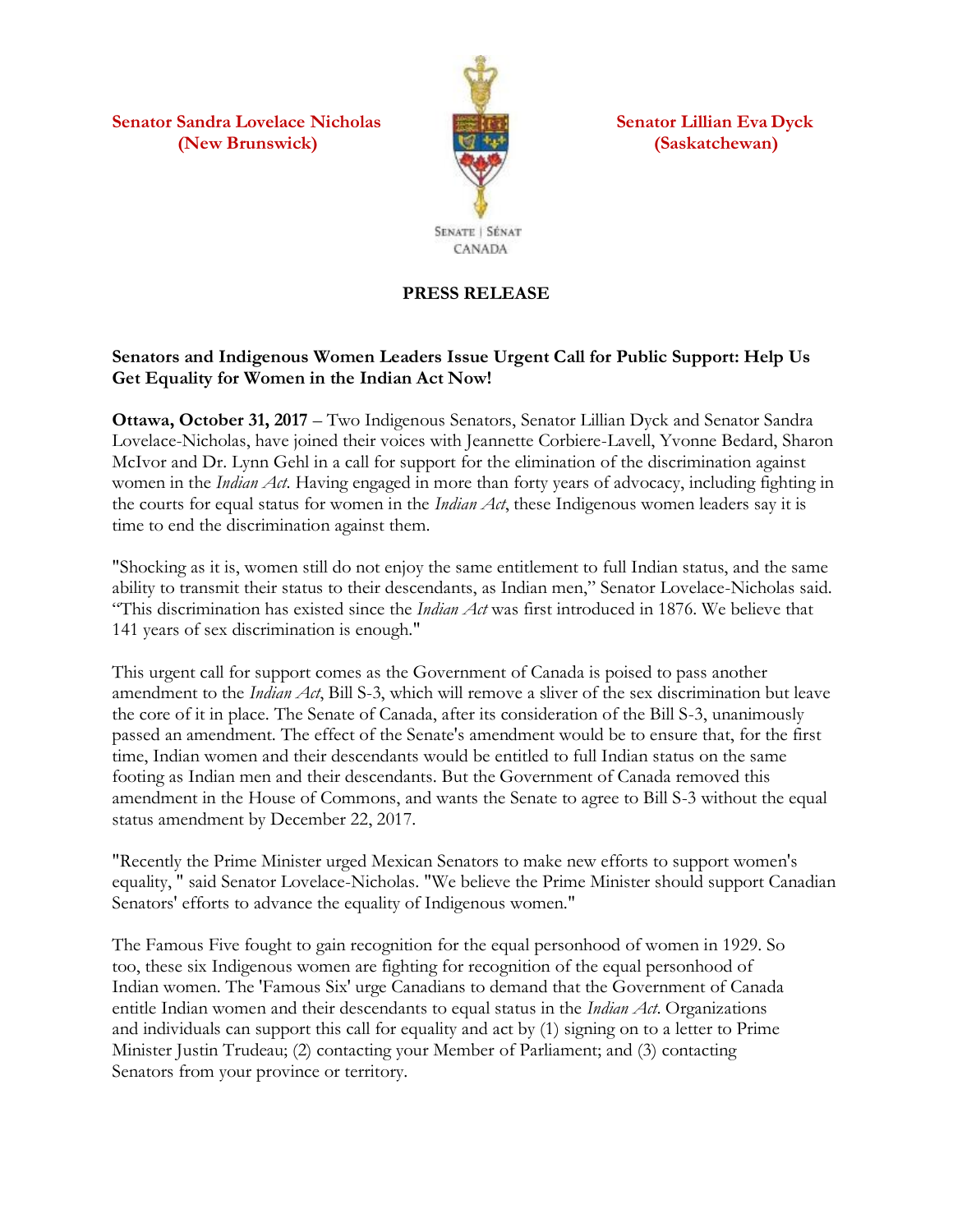**Senator Sandra Lovelace Nicholas**
**(New Brunswick)**

**Senator Lillian Eva Dyck**
**(Saskatchewan)**

SENATE | SÉNAT
CANADA

**PRESS RELEASE**

**Senators and Indigenous Women Leaders Issue Urgent Call for Public Support: Help Us Get Equality for Women in the Indian Act Now!**

**Ottawa, October 31, 2017** – Two Indigenous Senators, Senator Lillian Dyck and Senator Sandra Lovelace-Nicholas, have joined their voices with Jeannette Corbiere-Lavell, Yvonne Bedard, Sharon McIvor and Dr. Lynn Gehl in a call for support for the elimination of the discrimination against women in the *Indian Act*. Having engaged in more than forty years of advocacy, including fighting in the courts for equal status for women in the *Indian Act*, these Indigenous women leaders say it is time to end the discrimination against them.

"Shocking as it is, women still do not enjoy the same entitlement to full Indian status, and the same ability to transmit their status to their descendants, as Indian men," Senator Lovelace-Nicholas said. "This discrimination has existed since the *Indian Act* was first introduced in 1876. We believe that 141 years of sex discrimination is enough."

This urgent call for support comes as the Government of Canada is poised to pass another amendment to the *Indian Act*, Bill S-3, which will remove a sliver of the sex discrimination but leave the core of it in place. The Senate of Canada, after its consideration of the Bill S-3, unanimously passed an amendment. The effect of the Senate's amendment would be to ensure that, for the first time, Indian women and their descendants would be entitled to full Indian status on the same footing as Indian men and their descendants. But the Government of Canada removed this amendment in the House of Commons, and wants the Senate to agree to Bill S-3 without the equal status amendment by December 22, 2017.

"Recently the Prime Minister urged Mexican Senators to make new efforts to support women's equality, " said Senator Lovelace-Nicholas. "We believe the Prime Minister should support Canadian Senators' efforts to advance the equality of Indigenous women."

The Famous Five fought to gain recognition for the equal personhood of women in 1929. So too, these six Indigenous women are fighting for recognition of the equal personhood of Indian women. The 'Famous Six' urge Canadians to demand that the Government of Canada entitle Indian women and their descendants to equal status in the *Indian Act*. Organizations and individuals can support this call for equality and act by (1) signing on to a letter to Prime Minister Justin Trudeau; (2) contacting your Member of Parliament; and (3) contacting Senators from your province or territory.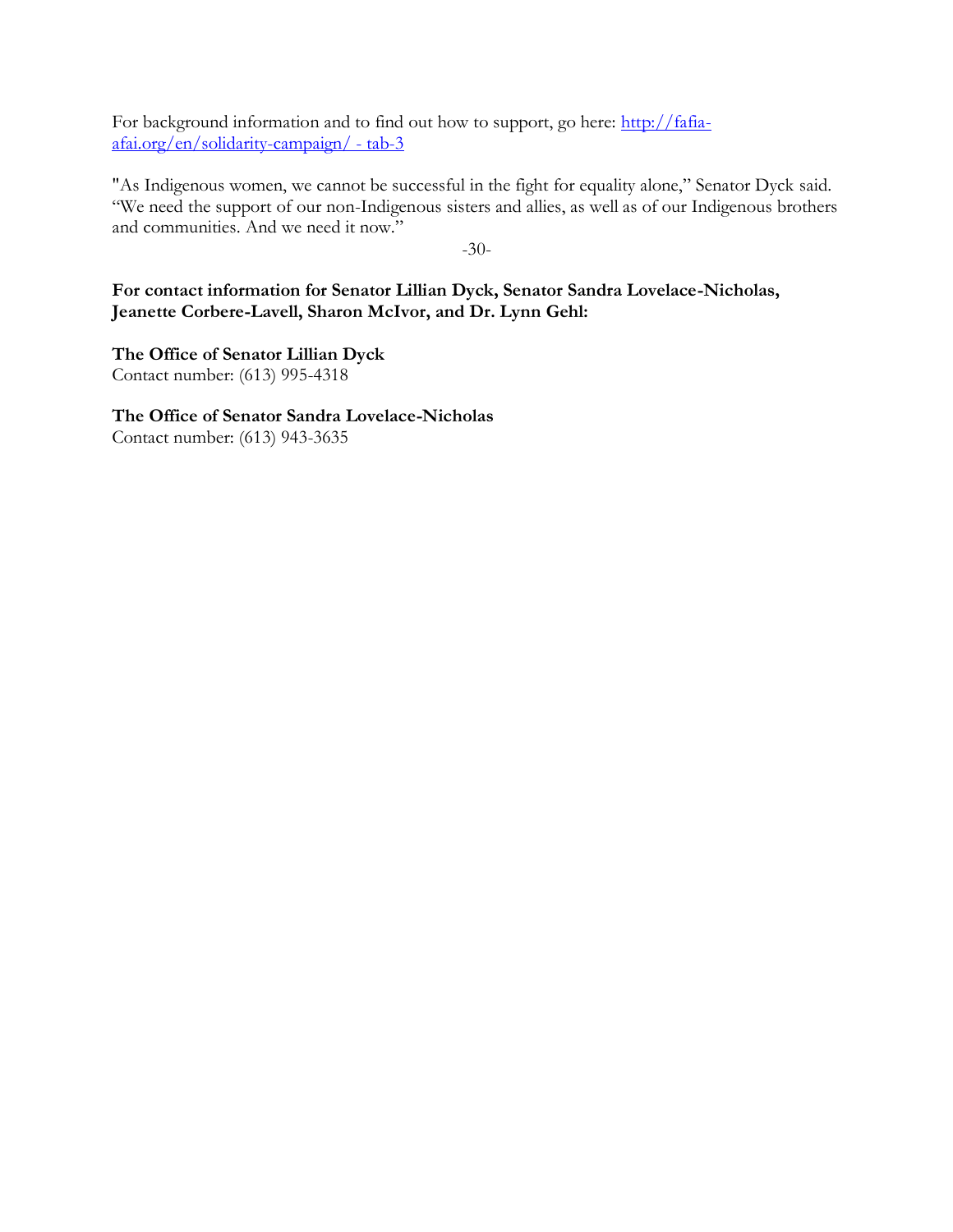For background information and to find out how to support, go here: [http://fafia-afai.org/en/solidarity-campaign/ - tab-3](http://fafia-afai.org/en/solidarity-campaign/#tab-3)

"As Indigenous women, we cannot be successful in the fight for equality alone," Senator Dyck said. "We need the support of our non-Indigenous sisters and allies, as well as of our Indigenous brothers and communities. And we need it now."

-30-

**For contact information for Senator Lillian Dyck, Senator Sandra Lovelace-Nicholas, Jeanette Corbere-Lavell, Sharon McIvor, and Dr. Lynn Gehl:**

**The Office of Senator Lillian Dyck**
Contact number: (613) 995-4318

**The Office of Senator Sandra Lovelace-Nicholas**
Contact number: (613) 943-3635